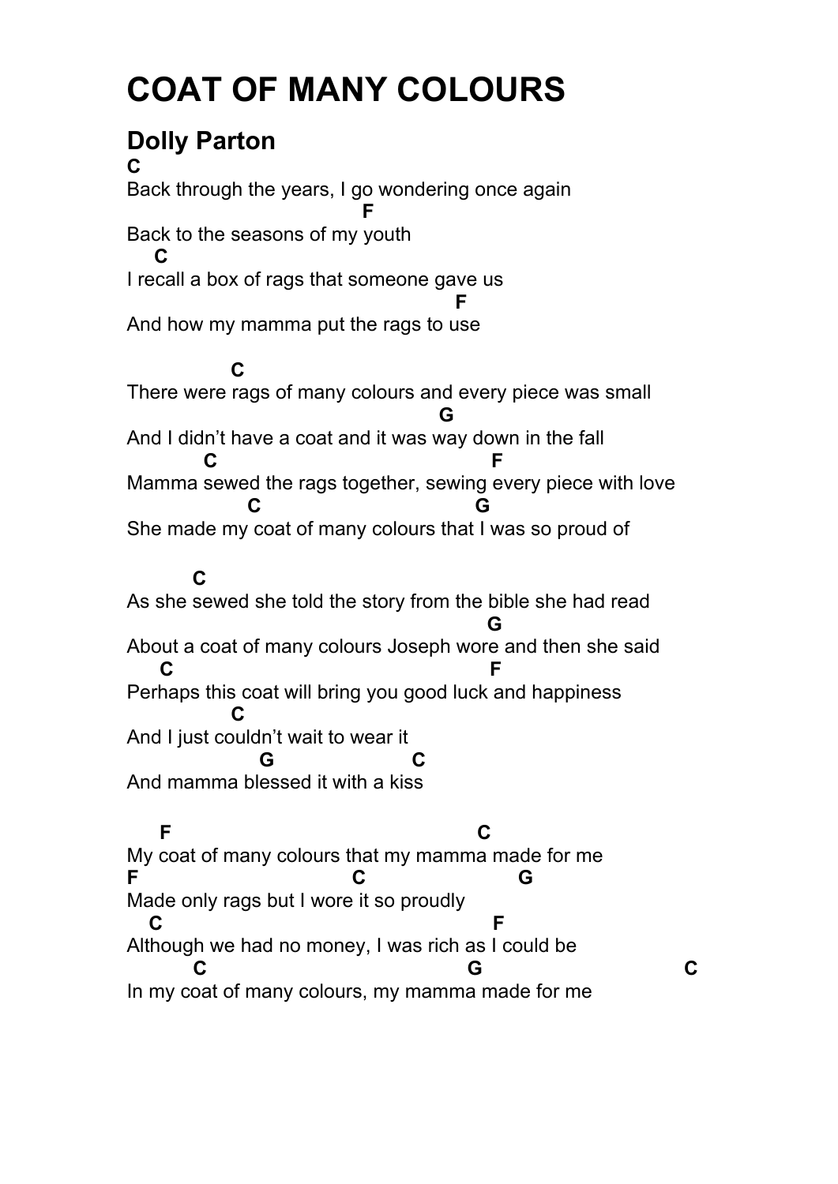# COAT OF MANY COLOURS

## Dolly Parton

```
C
Back through the years, I go wondering once again
                                     F
Back to the seasons of my youth
    C
I recall a box of rags that someone gave us
                                                    F
And how my mamma put the rags to use

                C
There were rags of many colours and every piece was small
                                                 G
And I didn't have a coat and it was way down in the fall
            C                                    F
Mamma sewed the rags together, sewing every piece with love
                  C                                   G
She made my coat of many colours that I was so proud of

          C
As she sewed she told the story from the bible she had read
                                                         G
About a coat of many colours Joseph wore and then she said
     C                                           F
Perhaps this coat will bring you good luck and happiness
                 C
And I just couldn't wait to wear it
                      G                       C
And mamma blessed it with a kiss

     F                                          C
My coat of many colours that my mamma made for me
F                                   C                    G
Made only rags but I wore it so proudly
   C                                             F
Although we had no money, I was rich as I could be
          C                                      G                              C
In my coat of many colours, my mamma made for me
```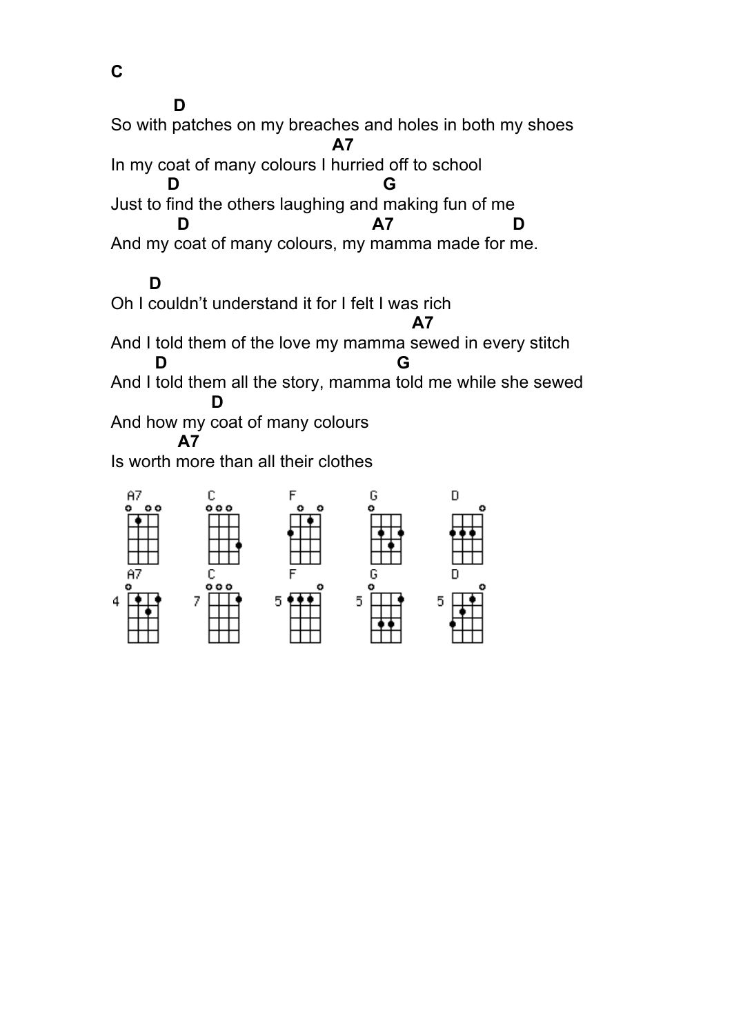```
C

        D
So with patches on my breaches and holes in both my shoes
                            A7
In my coat of many colours I hurried off to school
       D                          G
Just to find the others laughing and making fun of me
        D                       A7               D
And my coat of many colours, my mamma made for me.

     D
Oh I couldn't understand it for I felt I was rich
                                     A7
And I told them of the love my mamma sewed in every stitch
     D                             G
And I told them all the story, mamma told me while she sewed
            D
And how my coat of many colours
        A7
Is worth more than all their clothes
```

A7 C F G D

A7 C F G D

4 7 5 5 5